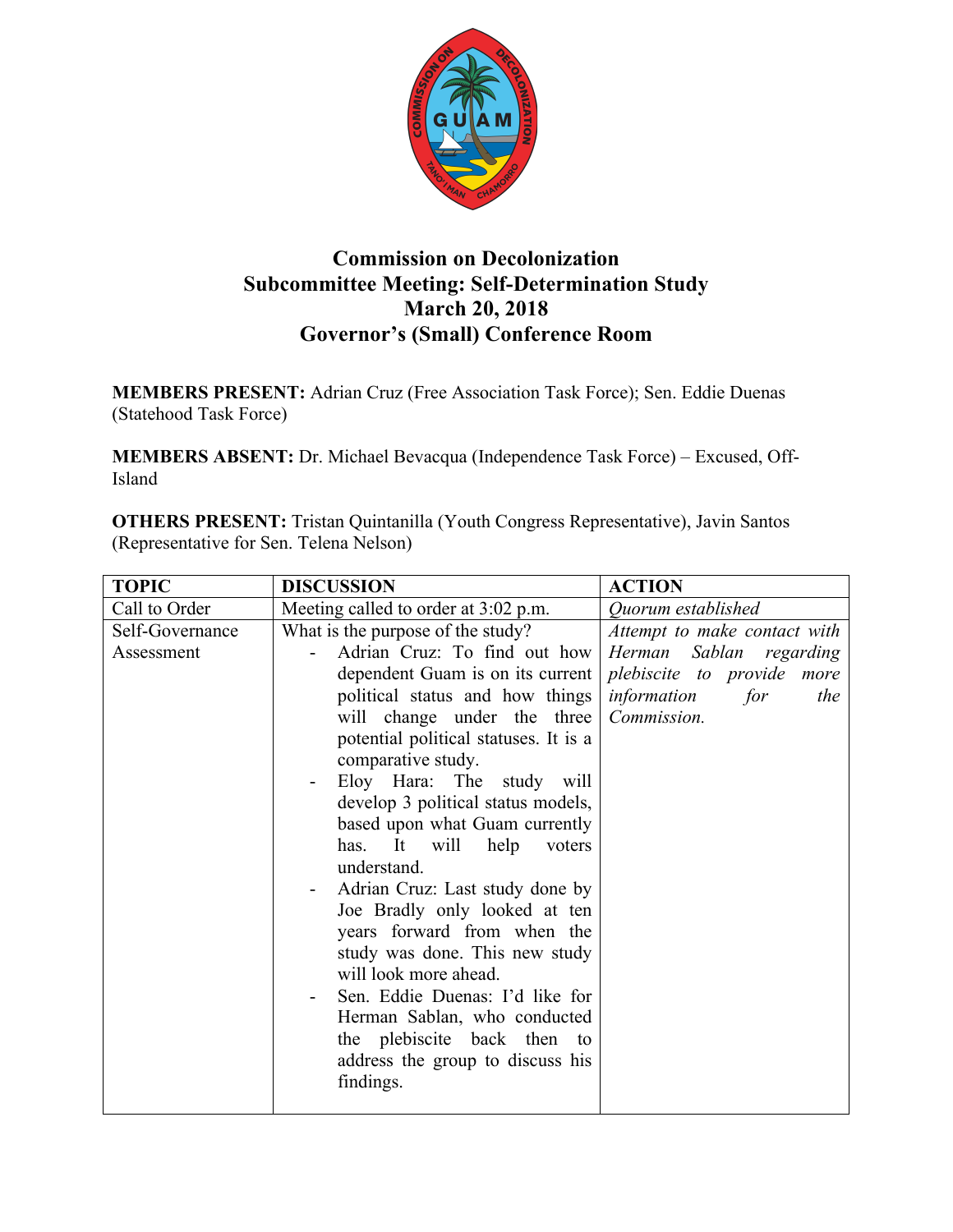# Commission on Decolonization
## Subcommittee Meeting: Self-Determination Study
## March 20, 2018
## Governor's (Small) Conference Room

**MEMBERS PRESENT:** Adrian Cruz (Free Association Task Force); Sen. Eddie Duenas (Statehood Task Force)

**MEMBERS ABSENT:** Dr. Michael Bevacqua (Independence Task Force) – Excused, Off-Island

**OTHERS PRESENT:** Tristan Quintanilla (Youth Congress Representative), Javin Santos (Representative for Sen. Telena Nelson)

| TOPIC | DISCUSSION | ACTION |
| --- | --- | --- |
| Call to Order | Meeting called to order at 3:02 p.m. | *Quorum established* |
| Self-Governance Assessment | What is the purpose of the study?<br>- Adrian Cruz: To find out how dependent Guam is on its current political status and how things will change under the three potential political statuses. It is a comparative study.<br>- Eloy Hara: The study will develop 3 political status models, based upon what Guam currently has. It will help voters understand.<br>- Adrian Cruz: Last study done by Joe Bradly only looked at ten years forward from when the study was done. This new study will look more ahead.<br>- Sen. Eddie Duenas: I'd like for Herman Sablan, who conducted the plebiscite back then to address the group to discuss his findings. | *Attempt to make contact with Herman Sablan regarding plebiscite to provide more information for the Commission.* |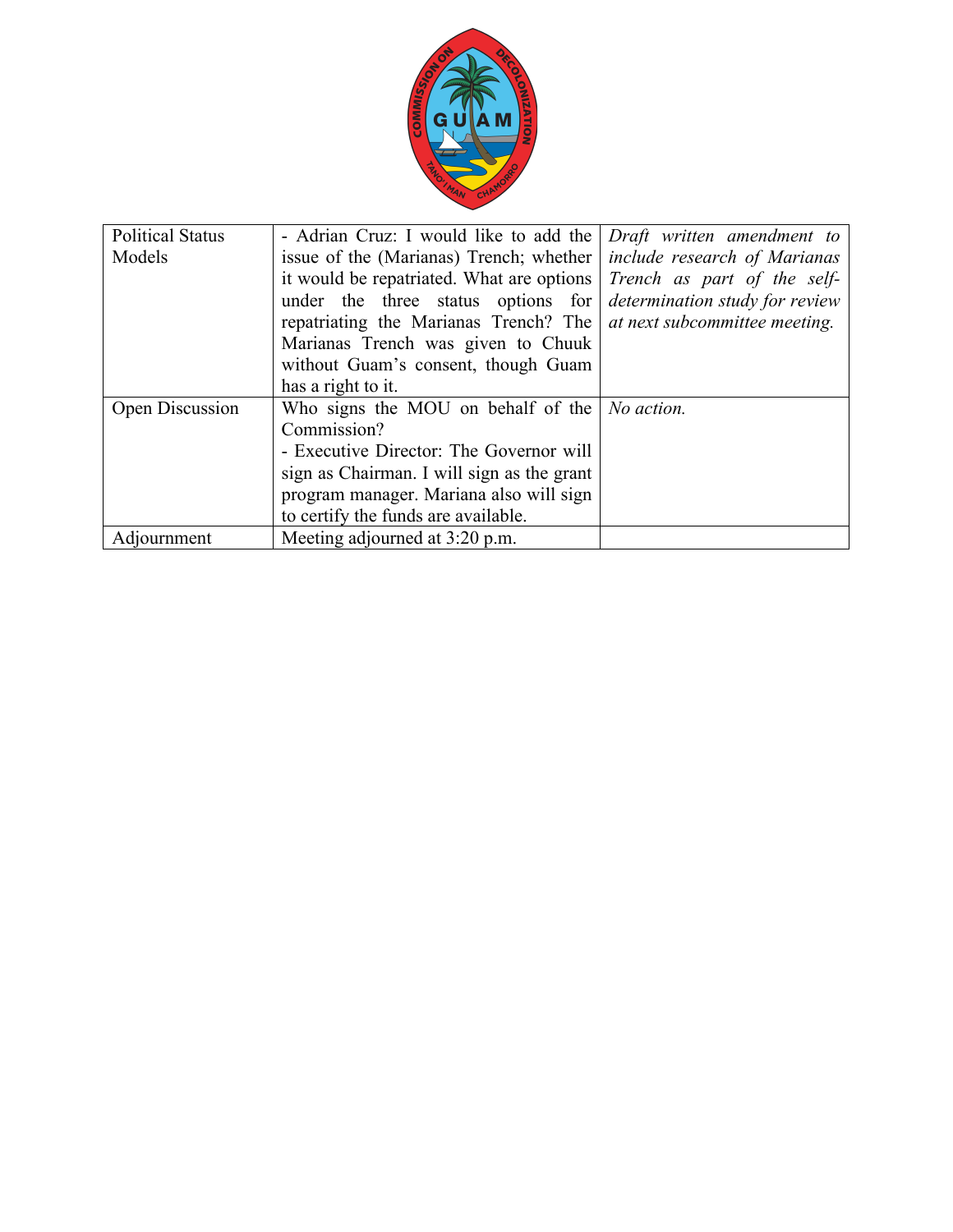| | | |
|---|---|---|
| Political Status Models | - Adrian Cruz: I would like to add the issue of the (Marianas) Trench; whether it would be repatriated. What are options under the three status options for repatriating the Marianas Trench? The Marianas Trench was given to Chuuk without Guam's consent, though Guam has a right to it. | *Draft written amendment to include research of Marianas Trench as part of the self-determination study for review at next subcommittee meeting.* |
| Open Discussion | Who signs the MOU on behalf of the Commission?<br>- Executive Director: The Governor will sign as Chairman. I will sign as the grant program manager. Mariana also will sign to certify the funds are available. | *No action.* |
| Adjournment | Meeting adjourned at 3:20 p.m. | |